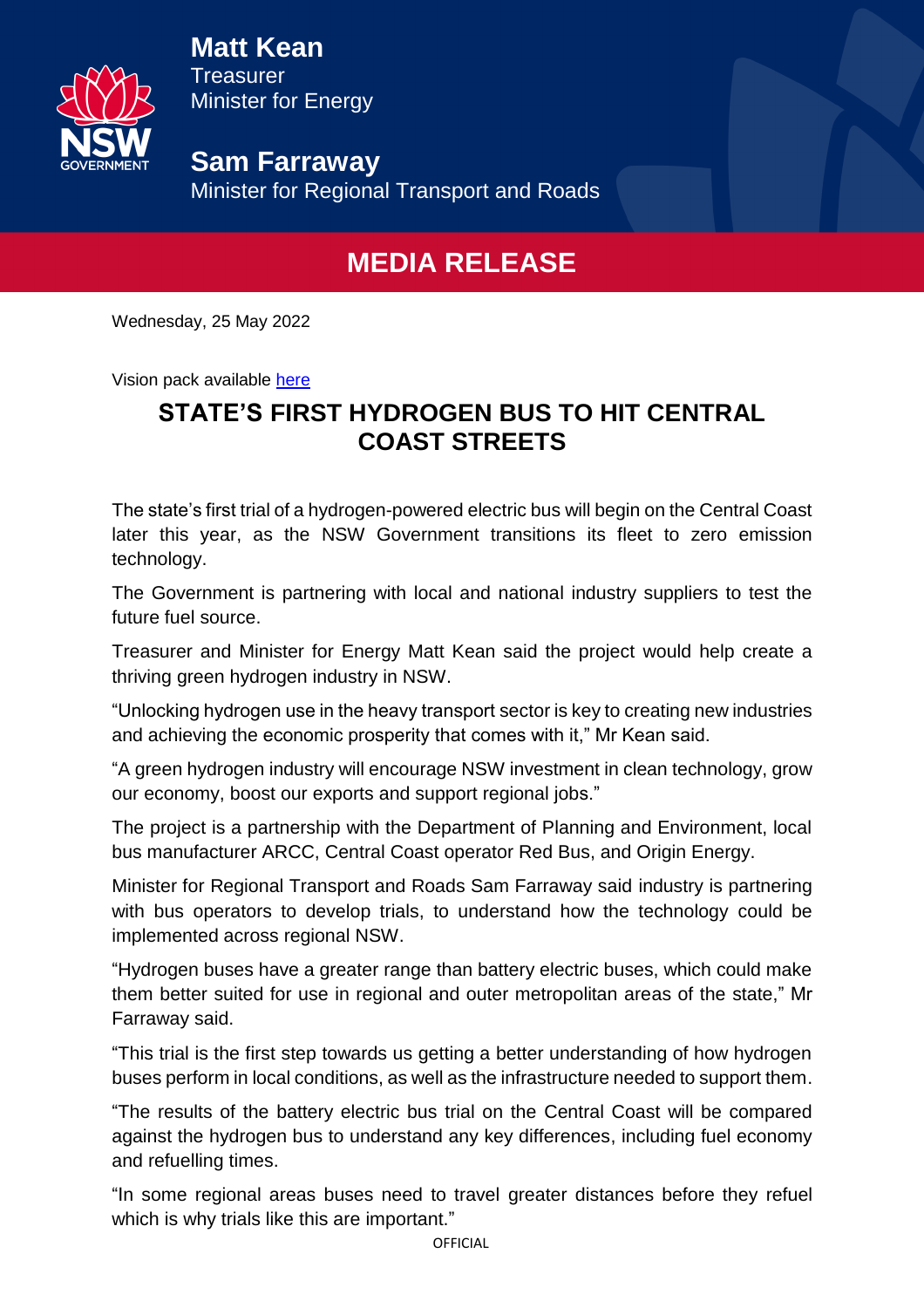**Matt Kean**
Treasurer
Minister for Energy

**Sam Farraway**
Minister for Regional Transport and Roads

## MEDIA RELEASE

Wednesday, 25 May 2022

Vision pack available [here]()

# STATE'S FIRST HYDROGEN BUS TO HIT CENTRAL COAST STREETS

The state's first trial of a hydrogen-powered electric bus will begin on the Central Coast later this year, as the NSW Government transitions its fleet to zero emission technology.

The Government is partnering with local and national industry suppliers to test the future fuel source.

Treasurer and Minister for Energy Matt Kean said the project would help create a thriving green hydrogen industry in NSW.

"Unlocking hydrogen use in the heavy transport sector is key to creating new industries and achieving the economic prosperity that comes with it," Mr Kean said.

"A green hydrogen industry will encourage NSW investment in clean technology, grow our economy, boost our exports and support regional jobs."

The project is a partnership with the Department of Planning and Environment, local bus manufacturer ARCC, Central Coast operator Red Bus, and Origin Energy.

Minister for Regional Transport and Roads Sam Farraway said industry is partnering with bus operators to develop trials, to understand how the technology could be implemented across regional NSW.

"Hydrogen buses have a greater range than battery electric buses, which could make them better suited for use in regional and outer metropolitan areas of the state," Mr Farraway said.

"This trial is the first step towards us getting a better understanding of how hydrogen buses perform in local conditions, as well as the infrastructure needed to support them.

"The results of the battery electric bus trial on the Central Coast will be compared against the hydrogen bus to understand any key differences, including fuel economy and refuelling times.

"In some regional areas buses need to travel greater distances before they refuel which is why trials like this are important."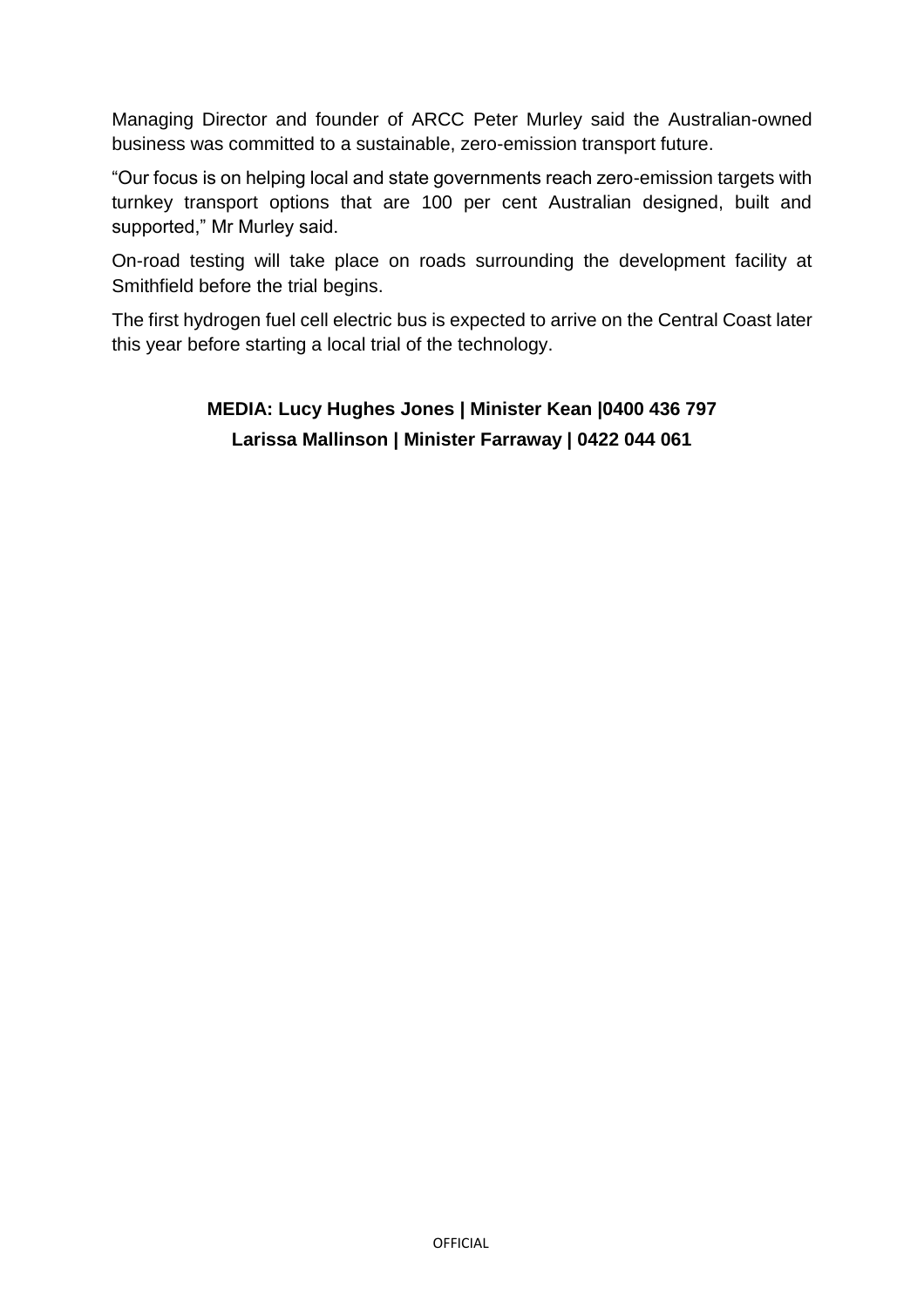Managing Director and founder of ARCC Peter Murley said the Australian-owned business was committed to a sustainable, zero-emission transport future.

"Our focus is on helping local and state governments reach zero-emission targets with turnkey transport options that are 100 per cent Australian designed, built and supported," Mr Murley said.

On-road testing will take place on roads surrounding the development facility at Smithfield before the trial begins.

The first hydrogen fuel cell electric bus is expected to arrive on the Central Coast later this year before starting a local trial of the technology.

**MEDIA: Lucy Hughes Jones | Minister Kean |0400 436 797**
**Larissa Mallinson | Minister Farraway | 0422 044 061**

OFFICIAL